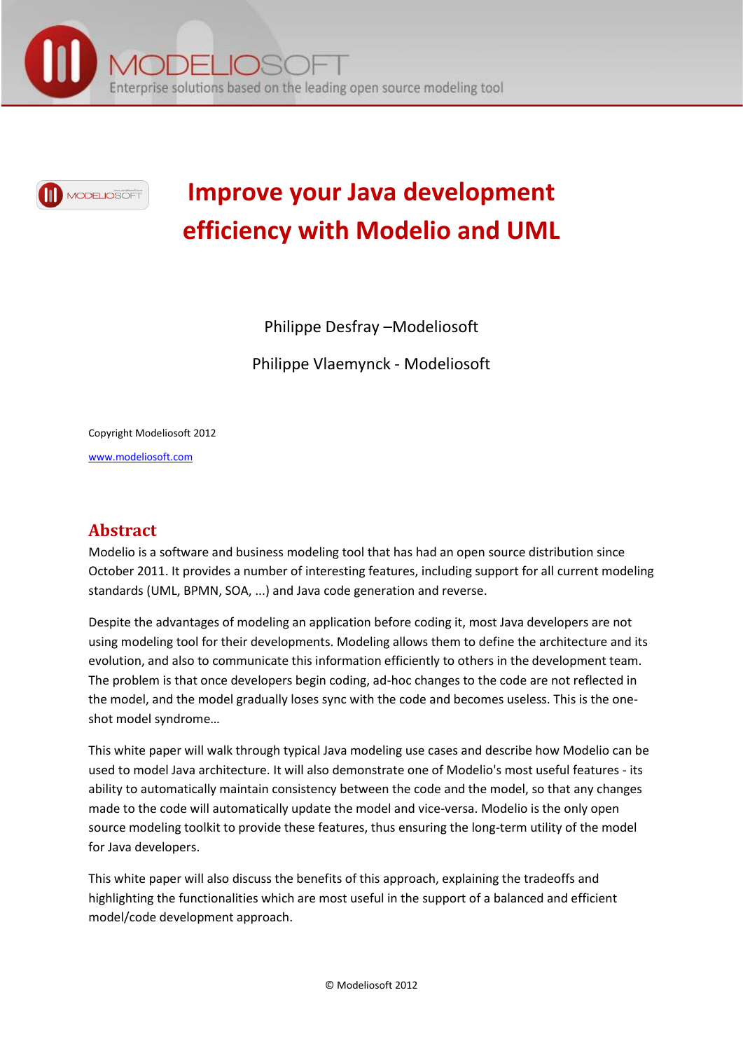# Improve your Java development efficiency with Modelio and UML

Philippe Desfray –Modeliosoft

Philippe Vlaemynck - Modeliosoft

Copyright Modeliosoft 2012

www.modeliosoft.com

## Abstract

Modelio is a software and business modeling tool that has had an open source distribution since October 2011. It provides a number of interesting features, including support for all current modeling standards (UML, BPMN, SOA, ...) and Java code generation and reverse.

Despite the advantages of modeling an application before coding it, most Java developers are not using modeling tool for their developments. Modeling allows them to define the architecture and its evolution, and also to communicate this information efficiently to others in the development team. The problem is that once developers begin coding, ad-hoc changes to the code are not reflected in the model, and the model gradually loses sync with the code and becomes useless. This is the one-shot model syndrome…

This white paper will walk through typical Java modeling use cases and describe how Modelio can be used to model Java architecture. It will also demonstrate one of Modelio's most useful features - its ability to automatically maintain consistency between the code and the model, so that any changes made to the code will automatically update the model and vice-versa. Modelio is the only open source modeling toolkit to provide these features, thus ensuring the long-term utility of the model for Java developers.

This white paper will also discuss the benefits of this approach, explaining the tradeoffs and highlighting the functionalities which are most useful in the support of a balanced and efficient model/code development approach.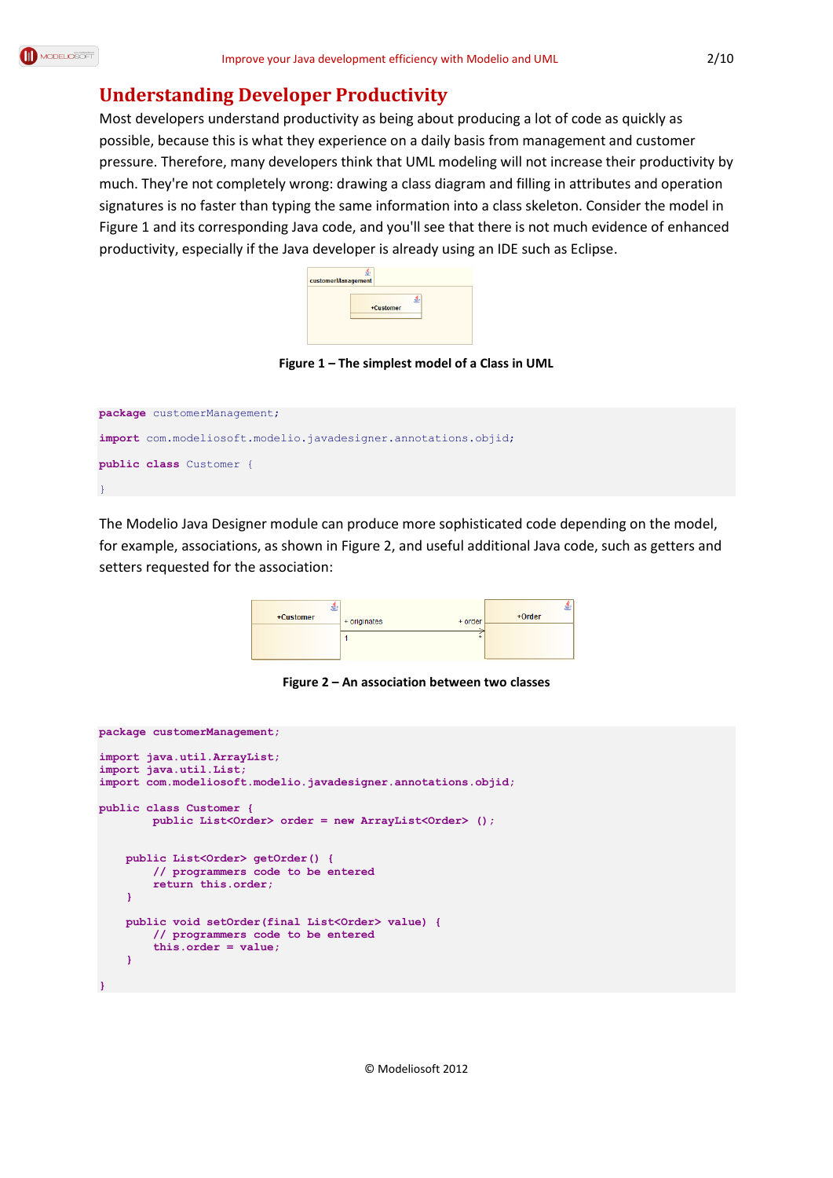## Understanding Developer Productivity

Most developers understand productivity as being about producing a lot of code as quickly as possible, because this is what they experience on a daily basis from management and customer pressure. Therefore, many developers think that UML modeling will not increase their productivity by much. They're not completely wrong: drawing a class diagram and filling in attributes and operation signatures is no faster than typing the same information into a class skeleton. Consider the model in Figure 1 and its corresponding Java code, and you'll see that there is not much evidence of enhanced productivity, especially if the Java developer is already using an IDE such as Eclipse.

**Figure 1 – The simplest model of a Class in UML**

```java
package customerManagement;

import com.modeliosoft.modelio.javadesigner.annotations.objid;

public class Customer {

}
```

The Modelio Java Designer module can produce more sophisticated code depending on the model, for example, associations, as shown in Figure 2, and useful additional Java code, such as getters and setters requested for the association:

**Figure 2 – An association between two classes**

```java
package customerManagement;

import java.util.ArrayList;
import java.util.List;
import com.modeliosoft.modelio.javadesigner.annotations.objid;

public class Customer {
        public List<Order> order = new ArrayList<Order> ();


    public List<Order> getOrder() {
        // programmers code to be entered
        return this.order;
    }

    public void setOrder(final List<Order> value) {
        // programmers code to be entered
        this.order = value;
    }

}
```

© Modeliosoft 2012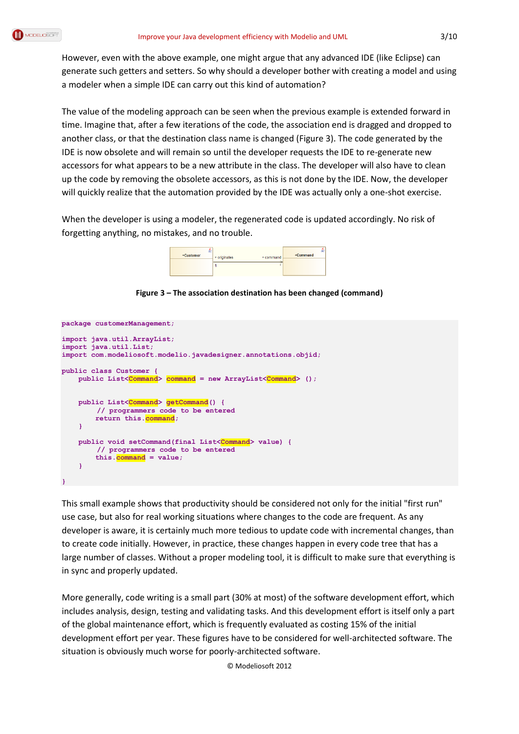However, even with the above example, one might argue that any advanced IDE (like Eclipse) can generate such getters and setters. So why should a developer bother with creating a model and using a modeler when a simple IDE can carry out this kind of automation?

The value of the modeling approach can be seen when the previous example is extended forward in time. Imagine that, after a few iterations of the code, the association end is dragged and dropped to another class, or that the destination class name is changed (Figure 3). The code generated by the IDE is now obsolete and will remain so until the developer requests the IDE to re-generate new accessors for what appears to be a new attribute in the class. The developer will also have to clean up the code by removing the obsolete accessors, as this is not done by the IDE. Now, the developer will quickly realize that the automation provided by the IDE was actually only a one-shot exercise.

When the developer is using a modeler, the regenerated code is updated accordingly. No risk of forgetting anything, no mistakes, and no trouble.

**Figure 3 – The association destination has been changed (command)**

```
package customerManagement;

import java.util.ArrayList;
import java.util.List;
import com.modeliosoft.modelio.javadesigner.annotations.objid;

public class Customer {
    public List<Command> command = new ArrayList<Command> ();


    public List<Command> getCommand() {
        // programmers code to be entered
        return this.command;
    }

    public void setCommand(final List<Command> value) {
        // programmers code to be entered
        this.command = value;
    }

}
```

This small example shows that productivity should be considered not only for the initial "first run" use case, but also for real working situations where changes to the code are frequent. As any developer is aware, it is certainly much more tedious to update code with incremental changes, than to create code initially. However, in practice, these changes happen in every code tree that has a large number of classes. Without a proper modeling tool, it is difficult to make sure that everything is in sync and properly updated.

More generally, code writing is a small part (30% at most) of the software development effort, which includes analysis, design, testing and validating tasks. And this development effort is itself only a part of the global maintenance effort, which is frequently evaluated as costing 15% of the initial development effort per year. These figures have to be considered for well-architected software. The situation is obviously much worse for poorly-architected software.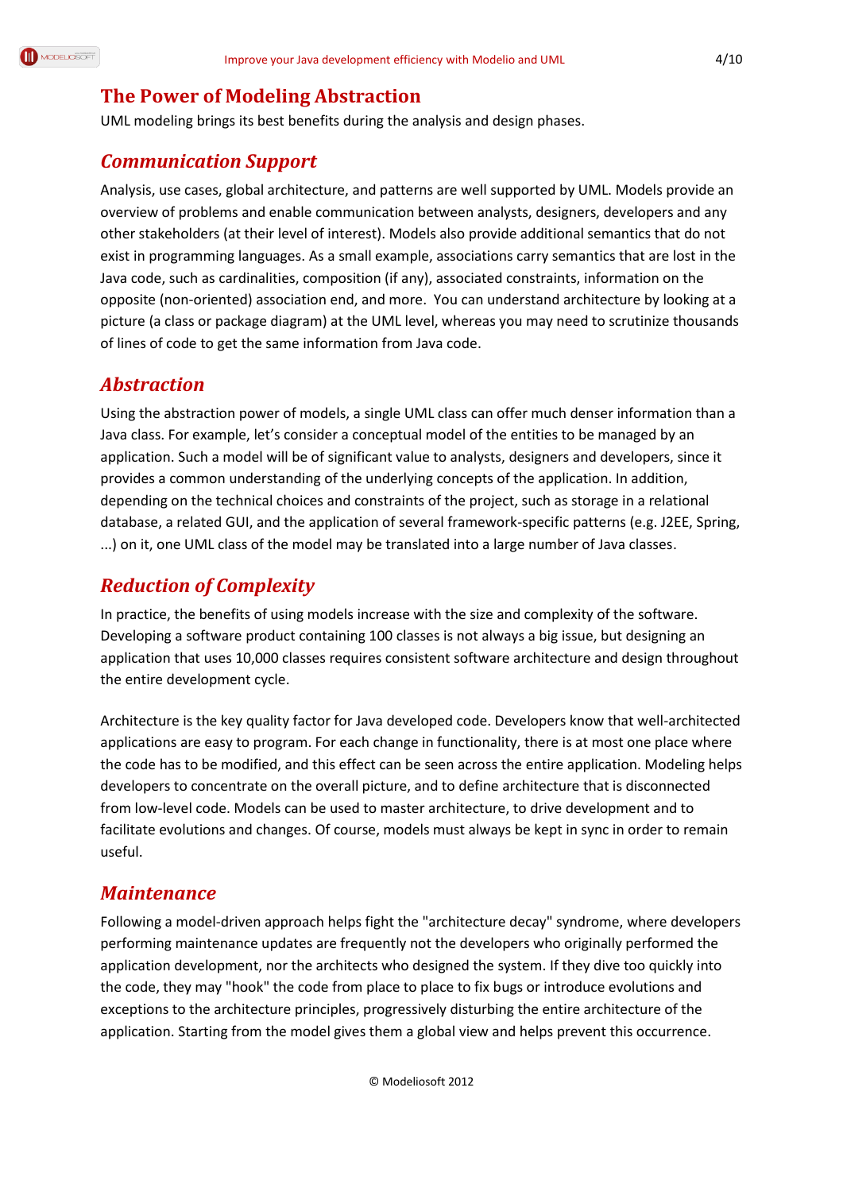# The Power of Modeling Abstraction

UML modeling brings its best benefits during the analysis and design phases.

## *Communication Support*

Analysis, use cases, global architecture, and patterns are well supported by UML. Models provide an overview of problems and enable communication between analysts, designers, developers and any other stakeholders (at their level of interest). Models also provide additional semantics that do not exist in programming languages. As a small example, associations carry semantics that are lost in the Java code, such as cardinalities, composition (if any), associated constraints, information on the opposite (non-oriented) association end, and more. You can understand architecture by looking at a picture (a class or package diagram) at the UML level, whereas you may need to scrutinize thousands of lines of code to get the same information from Java code.

## *Abstraction*

Using the abstraction power of models, a single UML class can offer much denser information than a Java class. For example, let's consider a conceptual model of the entities to be managed by an application. Such a model will be of significant value to analysts, designers and developers, since it provides a common understanding of the underlying concepts of the application. In addition, depending on the technical choices and constraints of the project, such as storage in a relational database, a related GUI, and the application of several framework-specific patterns (e.g. J2EE, Spring, ...) on it, one UML class of the model may be translated into a large number of Java classes.

## *Reduction of Complexity*

In practice, the benefits of using models increase with the size and complexity of the software. Developing a software product containing 100 classes is not always a big issue, but designing an application that uses 10,000 classes requires consistent software architecture and design throughout the entire development cycle.

Architecture is the key quality factor for Java developed code. Developers know that well-architected applications are easy to program. For each change in functionality, there is at most one place where the code has to be modified, and this effect can be seen across the entire application. Modeling helps developers to concentrate on the overall picture, and to define architecture that is disconnected from low-level code. Models can be used to master architecture, to drive development and to facilitate evolutions and changes. Of course, models must always be kept in sync in order to remain useful.

## *Maintenance*

Following a model-driven approach helps fight the "architecture decay" syndrome, where developers performing maintenance updates are frequently not the developers who originally performed the application development, nor the architects who designed the system. If they dive too quickly into the code, they may "hook" the code from place to place to fix bugs or introduce evolutions and exceptions to the architecture principles, progressively disturbing the entire architecture of the application. Starting from the model gives them a global view and helps prevent this occurrence.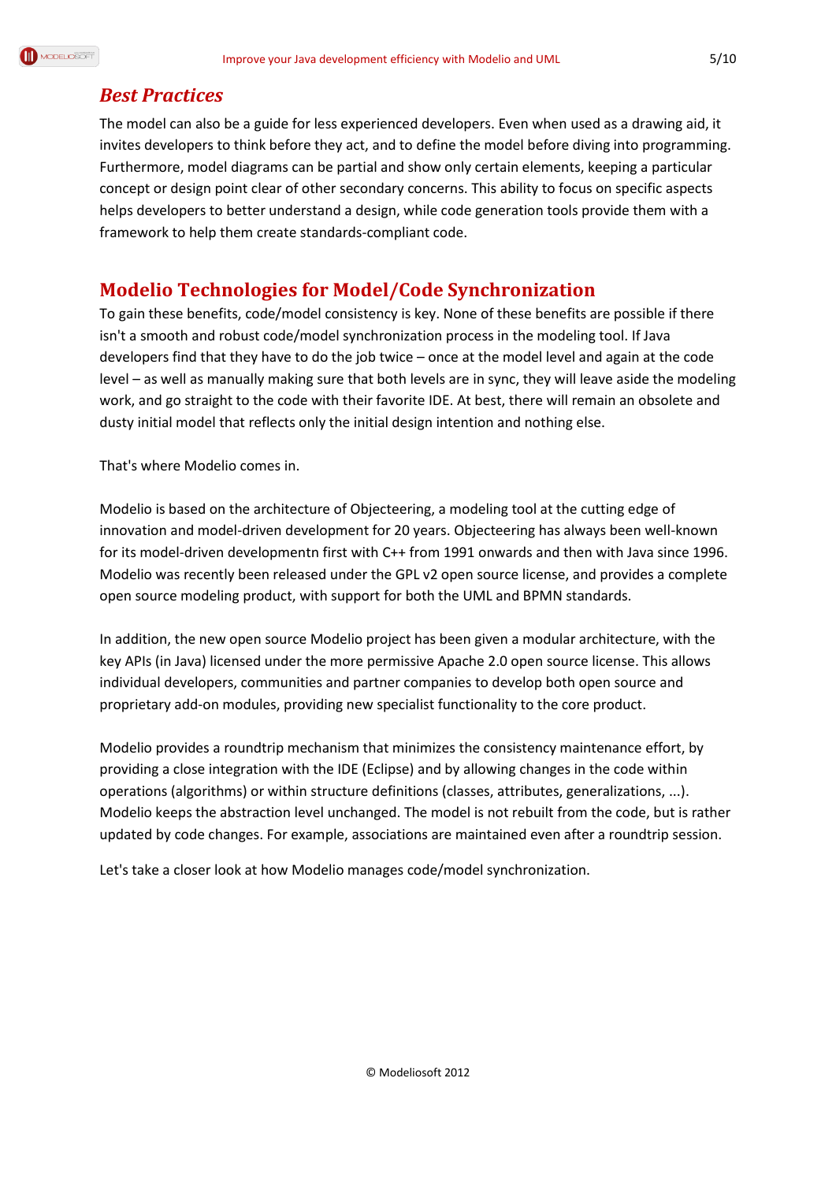## *Best Practices*

The model can also be a guide for less experienced developers. Even when used as a drawing aid, it invites developers to think before they act, and to define the model before diving into programming. Furthermore, model diagrams can be partial and show only certain elements, keeping a particular concept or design point clear of other secondary concerns. This ability to focus on specific aspects helps developers to better understand a design, while code generation tools provide them with a framework to help them create standards-compliant code.

# Modelio Technologies for Model/Code Synchronization

To gain these benefits, code/model consistency is key. None of these benefits are possible if there isn't a smooth and robust code/model synchronization process in the modeling tool. If Java developers find that they have to do the job twice – once at the model level and again at the code level – as well as manually making sure that both levels are in sync, they will leave aside the modeling work, and go straight to the code with their favorite IDE. At best, there will remain an obsolete and dusty initial model that reflects only the initial design intention and nothing else.

That's where Modelio comes in.

Modelio is based on the architecture of Objecteering, a modeling tool at the cutting edge of innovation and model-driven development for 20 years. Objecteering has always been well-known for its model-driven developmentn first with C++ from 1991 onwards and then with Java since 1996. Modelio was recently been released under the GPL v2 open source license, and provides a complete open source modeling product, with support for both the UML and BPMN standards.

In addition, the new open source Modelio project has been given a modular architecture, with the key APIs (in Java) licensed under the more permissive Apache 2.0 open source license. This allows individual developers, communities and partner companies to develop both open source and proprietary add-on modules, providing new specialist functionality to the core product.

Modelio provides a roundtrip mechanism that minimizes the consistency maintenance effort, by providing a close integration with the IDE (Eclipse) and by allowing changes in the code within operations (algorithms) or within structure definitions (classes, attributes, generalizations, ...). Modelio keeps the abstraction level unchanged. The model is not rebuilt from the code, but is rather updated by code changes. For example, associations are maintained even after a roundtrip session.

Let's take a closer look at how Modelio manages code/model synchronization.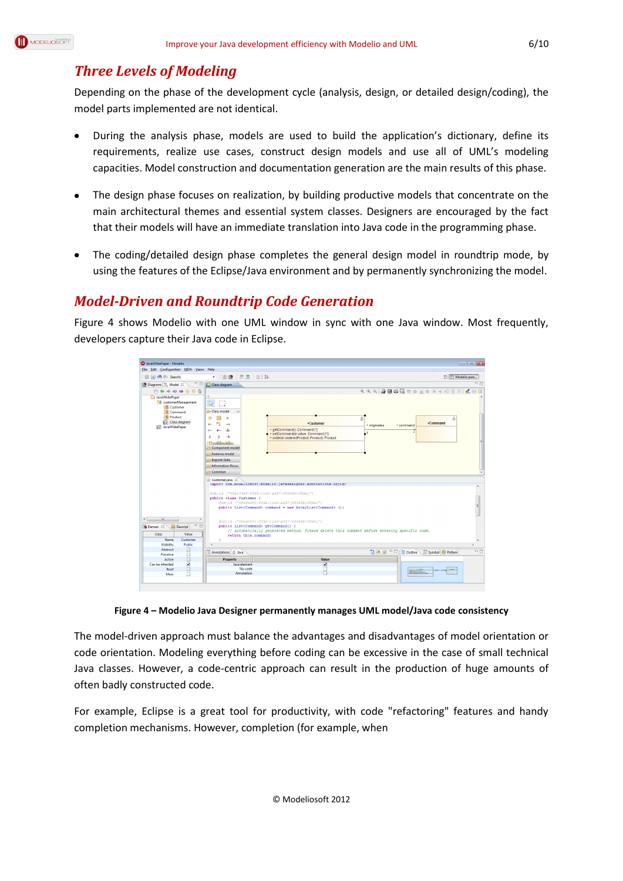## *Three Levels of Modeling*

Depending on the phase of the development cycle (analysis, design, or detailed design/coding), the model parts implemented are not identical.

- During the analysis phase, models are used to build the application's dictionary, define its requirements, realize use cases, construct design models and use all of UML's modeling capacities. Model construction and documentation generation are the main results of this phase.
- The design phase focuses on realization, by building productive models that concentrate on the main architectural themes and essential system classes. Designers are encouraged by the fact that their models will have an immediate translation into Java code in the programming phase.
- The coding/detailed design phase completes the general design model in roundtrip mode, by using the features of the Eclipse/Java environment and by permanently synchronizing the model.

## *Model-Driven and Roundtrip Code Generation*

Figure 4 shows Modelio with one UML window in sync with one Java window. Most frequently, developers capture their Java code in Eclipse.

**Figure 4 – Modelio Java Designer permanently manages UML model/Java code consistency**

The model-driven approach must balance the advantages and disadvantages of model orientation or code orientation. Modeling everything before coding can be excessive in the case of small technical Java classes. However, a code-centric approach can result in the production of huge amounts of often badly constructed code.

For example, Eclipse is a great tool for productivity, with code "refactoring" features and handy completion mechanisms. However, completion (for example, when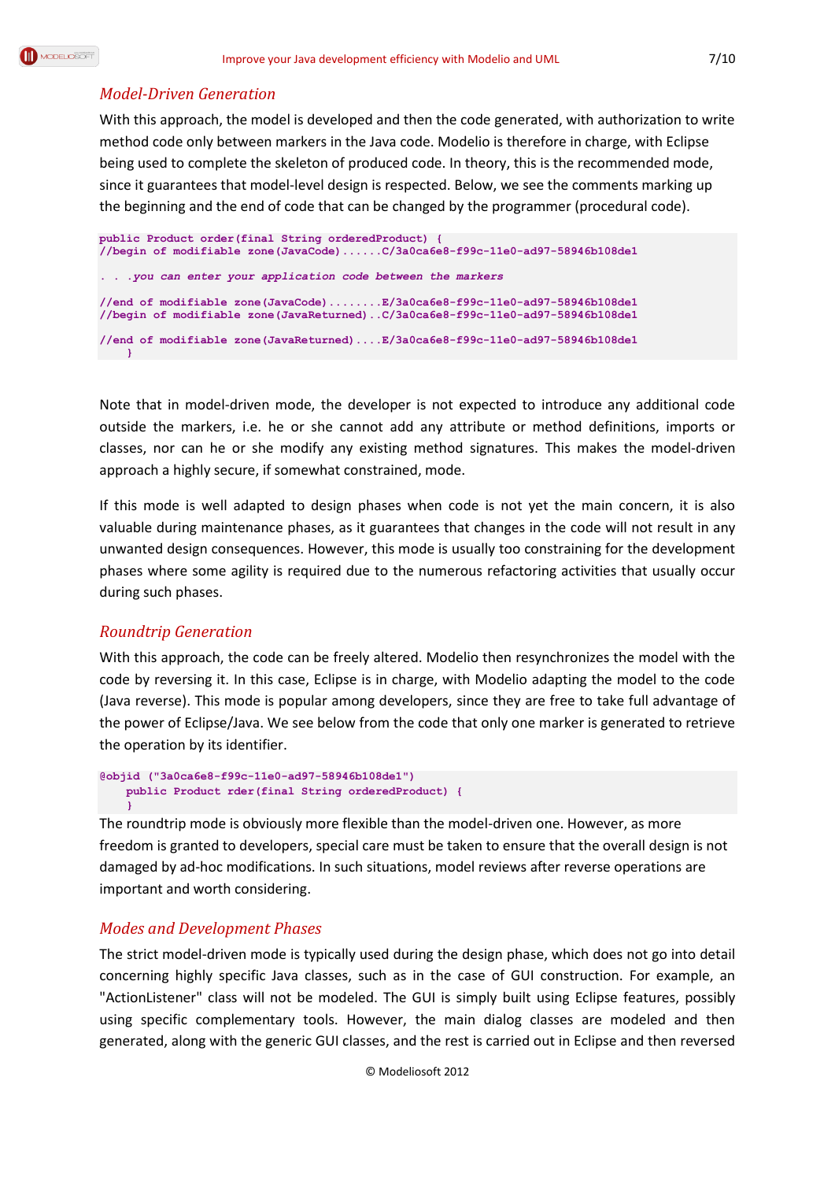## *Model-Driven Generation*

With this approach, the model is developed and then the code generated, with authorization to write method code only between markers in the Java code. Modelio is therefore in charge, with Eclipse being used to complete the skeleton of produced code. In theory, this is the recommended mode, since it guarantees that model-level design is respected. Below, we see the comments marking up the beginning and the end of code that can be changed by the programmer (procedural code).

```
public Product order(final String orderedProduct) {
//begin of modifiable zone(JavaCode)......C/3a0ca6e8-f99c-11e0-ad97-58946b108de1

. . .you can enter your application code between the markers

//end of modifiable zone(JavaCode)........E/3a0ca6e8-f99c-11e0-ad97-58946b108de1
//begin of modifiable zone(JavaReturned)..C/3a0ca6e8-f99c-11e0-ad97-58946b108de1

//end of modifiable zone(JavaReturned)....E/3a0ca6e8-f99c-11e0-ad97-58946b108de1
    }
```

Note that in model-driven mode, the developer is not expected to introduce any additional code outside the markers, i.e. he or she cannot add any attribute or method definitions, imports or classes, nor can he or she modify any existing method signatures. This makes the model-driven approach a highly secure, if somewhat constrained, mode.

If this mode is well adapted to design phases when code is not yet the main concern, it is also valuable during maintenance phases, as it guarantees that changes in the code will not result in any unwanted design consequences. However, this mode is usually too constraining for the development phases where some agility is required due to the numerous refactoring activities that usually occur during such phases.

## *Roundtrip Generation*

With this approach, the code can be freely altered. Modelio then resynchronizes the model with the code by reversing it. In this case, Eclipse is in charge, with Modelio adapting the model to the code (Java reverse). This mode is popular among developers, since they are free to take full advantage of the power of Eclipse/Java. We see below from the code that only one marker is generated to retrieve the operation by its identifier.

```
@objid ("3a0ca6e8-f99c-11e0-ad97-58946b108de1")
    public Product rder(final String orderedProduct) {
    }
```

The roundtrip mode is obviously more flexible than the model-driven one. However, as more freedom is granted to developers, special care must be taken to ensure that the overall design is not damaged by ad-hoc modifications. In such situations, model reviews after reverse operations are important and worth considering.

## *Modes and Development Phases*

The strict model-driven mode is typically used during the design phase, which does not go into detail concerning highly specific Java classes, such as in the case of GUI construction. For example, an "ActionListener" class will not be modeled. The GUI is simply built using Eclipse features, possibly using specific complementary tools. However, the main dialog classes are modeled and then generated, along with the generic GUI classes, and the rest is carried out in Eclipse and then reversed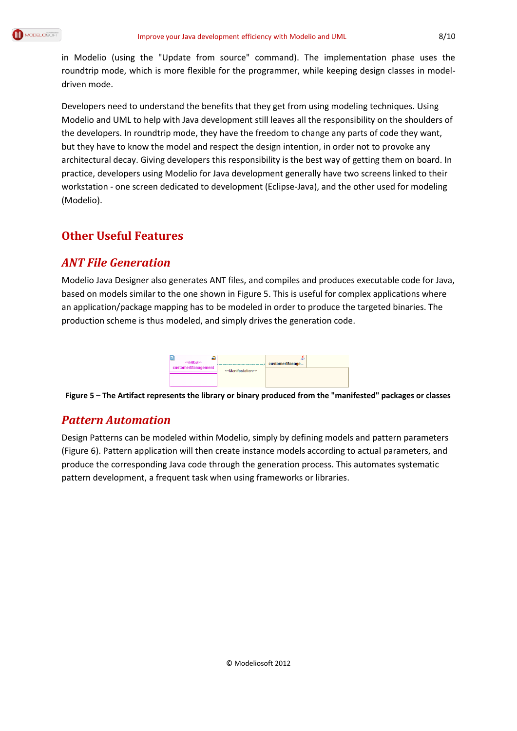in Modelio (using the "Update from source" command). The implementation phase uses the roundtrip mode, which is more flexible for the programmer, while keeping design classes in model-driven mode.

Developers need to understand the benefits that they get from using modeling techniques. Using Modelio and UML to help with Java development still leaves all the responsibility on the shoulders of the developers. In roundtrip mode, they have the freedom to change any parts of code they want, but they have to know the model and respect the design intention, in order not to provoke any architectural decay. Giving developers this responsibility is the best way of getting them on board. In practice, developers using Modelio for Java development generally have two screens linked to their workstation - one screen dedicated to development (Eclipse-Java), and the other used for modeling (Modelio).

# Other Useful Features

## *ANT File Generation*

Modelio Java Designer also generates ANT files, and compiles and produces executable code for Java, based on models similar to the one shown in Figure 5. This is useful for complex applications where an application/package mapping has to be modeled in order to produce the targeted binaries. The production scheme is thus modeled, and simply drives the generation code.

**Figure 5 – The Artifact represents the library or binary produced from the "manifested" packages or classes**

## *Pattern Automation*

Design Patterns can be modeled within Modelio, simply by defining models and pattern parameters (Figure 6). Pattern application will then create instance models according to actual parameters, and produce the corresponding Java code through the generation process. This automates systematic pattern development, a frequent task when using frameworks or libraries.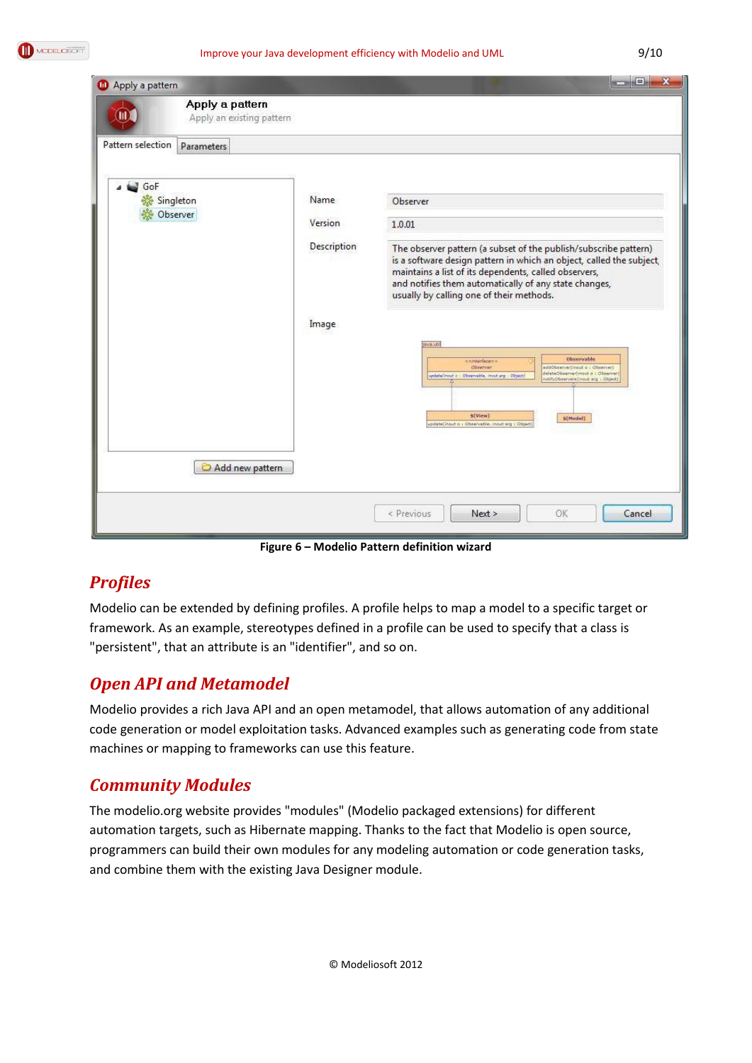Figure 6 – Modelio Pattern definition wizard

## Profiles

Modelio can be extended by defining profiles. A profile helps to map a model to a specific target or framework. As an example, stereotypes defined in a profile can be used to specify that a class is "persistent", that an attribute is an "identifier", and so on.

## Open API and Metamodel

Modelio provides a rich Java API and an open metamodel, that allows automation of any additional code generation or model exploitation tasks. Advanced examples such as generating code from state machines or mapping to frameworks can use this feature.

## Community Modules

The modelio.org website provides "modules" (Modelio packaged extensions) for different automation targets, such as Hibernate mapping. Thanks to the fact that Modelio is open source, programmers can build their own modules for any modeling automation or code generation tasks, and combine them with the existing Java Designer module.

© Modeliosoft 2012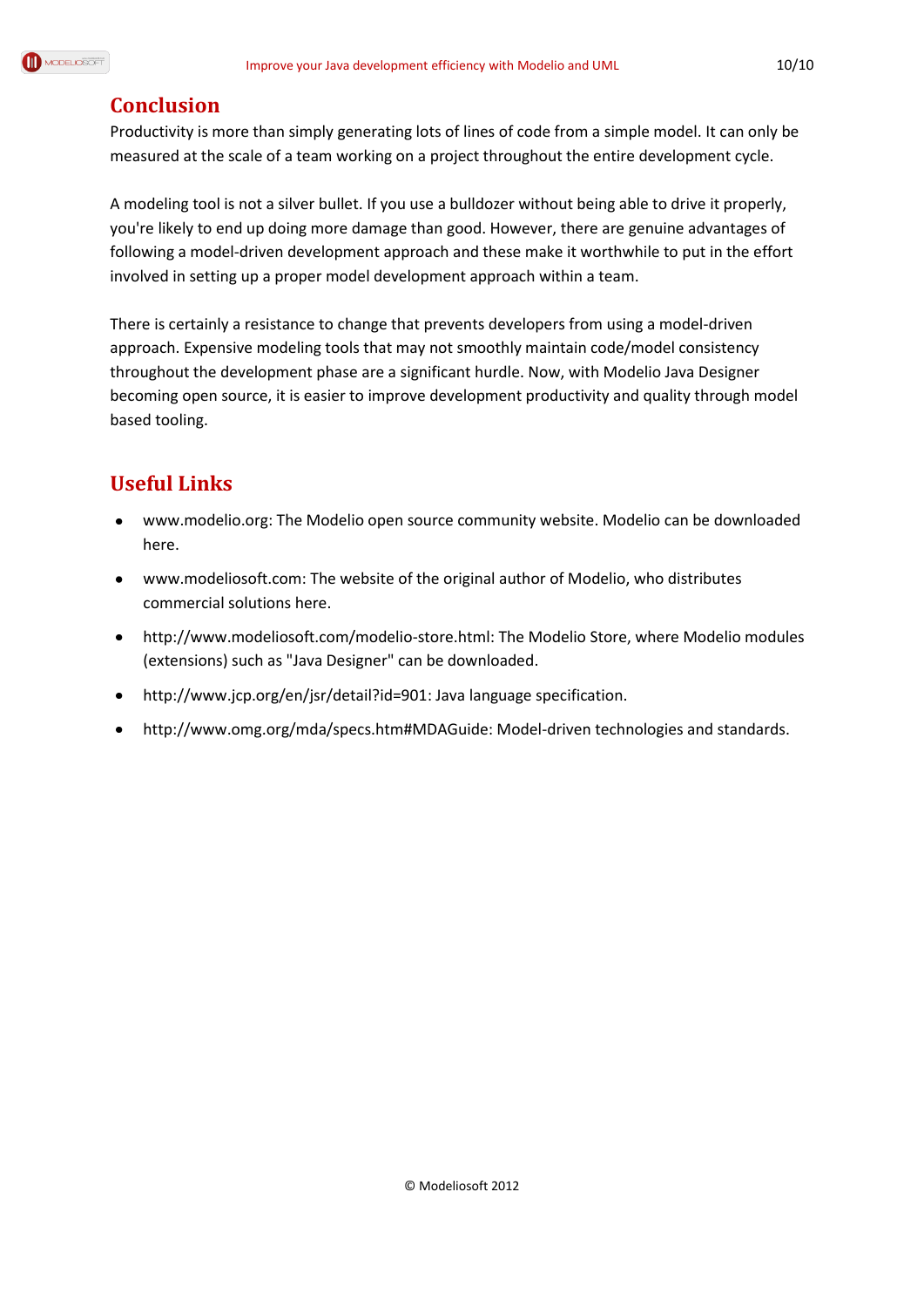## Conclusion

Productivity is more than simply generating lots of lines of code from a simple model. It can only be measured at the scale of a team working on a project throughout the entire development cycle.

A modeling tool is not a silver bullet. If you use a bulldozer without being able to drive it properly, you're likely to end up doing more damage than good. However, there are genuine advantages of following a model-driven development approach and these make it worthwhile to put in the effort involved in setting up a proper model development approach within a team.

There is certainly a resistance to change that prevents developers from using a model-driven approach. Expensive modeling tools that may not smoothly maintain code/model consistency throughout the development phase are a significant hurdle. Now, with Modelio Java Designer becoming open source, it is easier to improve development productivity and quality through model based tooling.

## Useful Links

- www.modelio.org: The Modelio open source community website. Modelio can be downloaded here.
- www.modeliosoft.com: The website of the original author of Modelio, who distributes commercial solutions here.
- http://www.modeliosoft.com/modelio-store.html: The Modelio Store, where Modelio modules (extensions) such as "Java Designer" can be downloaded.
- http://www.jcp.org/en/jsr/detail?id=901: Java language specification.
- http://www.omg.org/mda/specs.htm#MDAGuide: Model-driven technologies and standards.

© Modeliosoft 2012